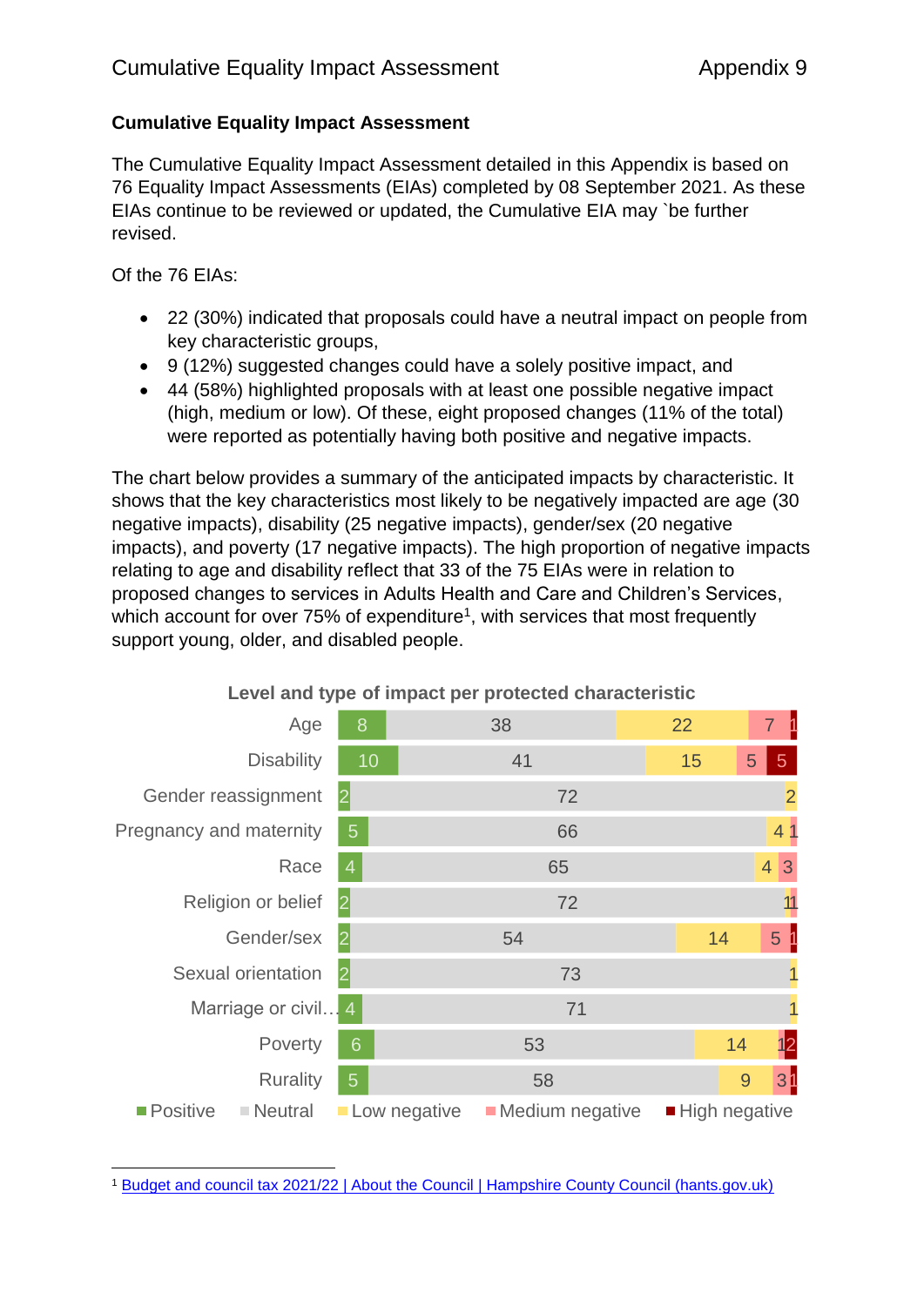**Cumulative Equality Impact Assessment**

The Cumulative Equality Impact Assessment detailed in this Appendix is based on 76 Equality Impact Assessments (EIAs) completed by 08 September 2021. As these EIAs continue to be reviewed or updated, the Cumulative EIA may `be further revised.

Of the 76 EIAs:

- 22 (30%) indicated that proposals could have a neutral impact on people from key characteristic groups,
- 9 (12%) suggested changes could have a solely positive impact, and
- 44 (58%) highlighted proposals with at least one possible negative impact (high, medium or low). Of these, eight proposed changes (11% of the total) were reported as potentially having both positive and negative impacts.

The chart below provides a summary of the anticipated impacts by characteristic. It shows that the key characteristics most likely to be negatively impacted are age (30 negative impacts), disability (25 negative impacts), gender/sex (20 negative impacts), and poverty (17 negative impacts). The high proportion of negative impacts relating to age and disability reflect that 33 of the 75 EIAs were in relation to proposed changes to services in Adults Health and Care and Children's Services, which account for over 75% of expenditure[1], with services that most frequently support young, older, and disabled people.

**Level and type of impact per protected characteristic**

| | Positive | Neutral | Low negative | Medium negative | High negative |
|---|---|---|---|---|---|
| Age | 8 | 38 | 22 | 7 | 1 |
| Disability | 10 | 41 | 15 | 5 | 5 |
| Gender reassignment | 2 | 72 | 2 | | |
| Pregnancy and maternity | 5 | 66 | 4 | 1 | |
| Race | 4 | 65 | 4 | 3 | |
| Religion or belief | 2 | 72 | 1 | 1 | |
| Gender/sex | 2 | 54 | 14 | 5 | 1 |
| Sexual orientation | 2 | 73 | 1 | | |
| Marriage or civil… | 4 | 71 | 1 | | |
| Poverty | 6 | 53 | 14 | 1 | 2 |
| Rurality | 5 | 58 | 9 | 3 | 1 |

[1] [Budget and council tax 2021/22 | About the Council | Hampshire County Council (hants.gov.uk)]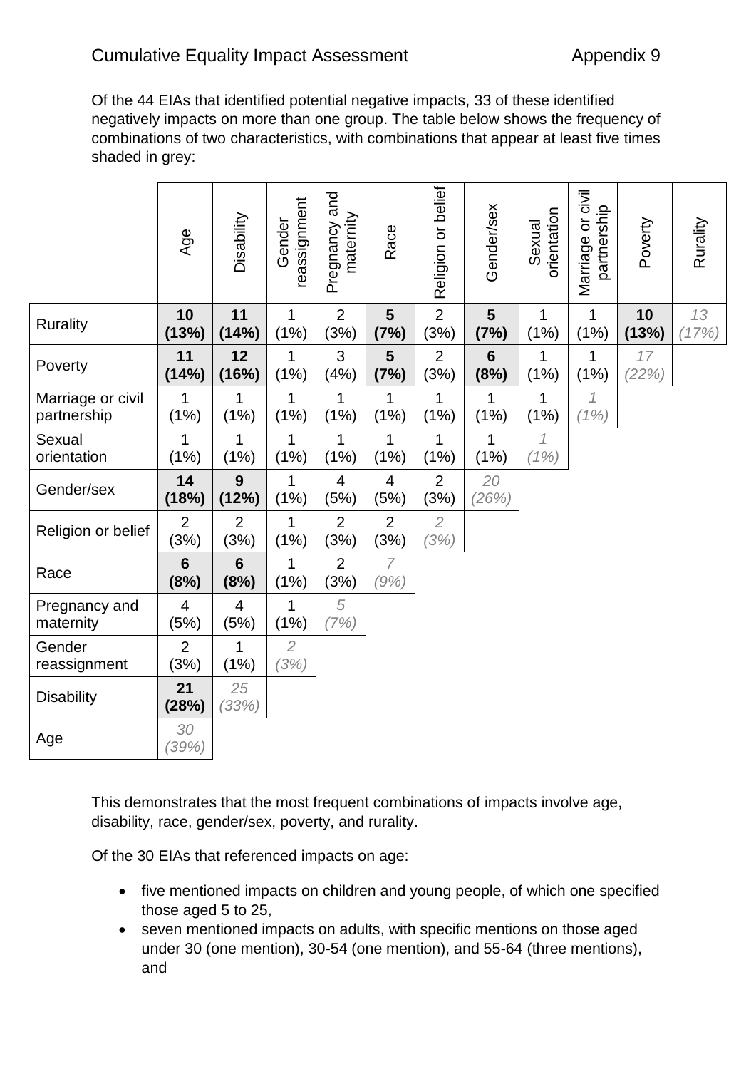Of the 44 EIAs that identified potential negative impacts, 33 of these identified negatively impacts on more than one group. The table below shows the frequency of combinations of two characteristics, with combinations that appear at least five times shaded in grey:

| | Age | Disability | Gender reassignment | Pregnancy and maternity | Race | Religion or belief | Gender/sex | Sexual orientation | Marriage or civil partnership | Poverty | Rurality |
|---|---|---|---|---|---|---|---|---|---|---|---|
| Rurality | **10 (13%)** | **11 (14%)** | 1 (1%) | 2 (3%) | **5 (7%)** | 2 (3%) | **5 (7%)** | 1 (1%) | 1 (1%) | **10 (13%)** | *13 (17%)* |
| Poverty | **11 (14%)** | **12 (16%)** | 1 (1%) | 3 (4%) | **5 (7%)** | 2 (3%) | **6 (8%)** | 1 (1%) | 1 (1%) | *17 (22%)* | |
| Marriage or civil partnership | 1 (1%) | 1 (1%) | 1 (1%) | 1 (1%) | 1 (1%) | 1 (1%) | 1 (1%) | 1 (1%) | *1 (1%)* | | |
| Sexual orientation | 1 (1%) | 1 (1%) | 1 (1%) | 1 (1%) | 1 (1%) | 1 (1%) | 1 (1%) | *1 (1%)* | | | |
| Gender/sex | **14 (18%)** | **9 (12%)** | 1 (1%) | 4 (5%) | 4 (5%) | 2 (3%) | *20 (26%)* | | | | |
| Religion or belief | 2 (3%) | 2 (3%) | 1 (1%) | 2 (3%) | 2 (3%) | *2 (3%)* | | | | | |
| Race | **6 (8%)** | **6 (8%)** | 1 (1%) | 2 (3%) | *7 (9%)* | | | | | | |
| Pregnancy and maternity | 4 (5%) | 4 (5%) | 1 (1%) | *5 (7%)* | | | | | | | |
| Gender reassignment | 2 (3%) | 1 (1%) | *2 (3%)* | | | | | | | | |
| Disability | **21 (28%)** | *25 (33%)* | | | | | | | | | |
| Age | *30 (39%)* | | | | | | | | | | |

This demonstrates that the most frequent combinations of impacts involve age, disability, race, gender/sex, poverty, and rurality.

Of the 30 EIAs that referenced impacts on age:

- five mentioned impacts on children and young people, of which one specified those aged 5 to 25,
- seven mentioned impacts on adults, with specific mentions on those aged under 30 (one mention), 30-54 (one mention), and 55-64 (three mentions), and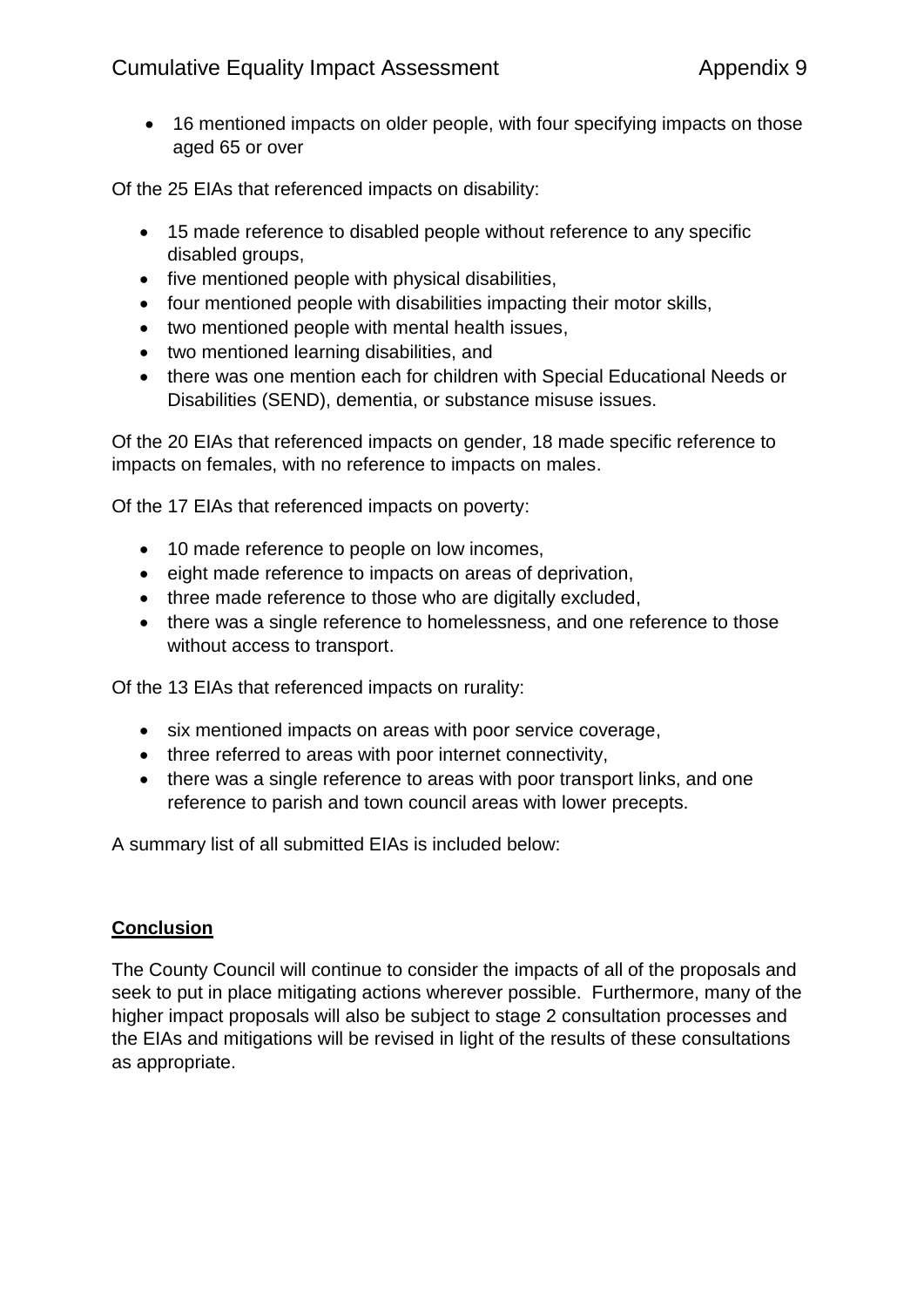- 16 mentioned impacts on older people, with four specifying impacts on those aged 65 or over

Of the 25 EIAs that referenced impacts on disability:

- 15 made reference to disabled people without reference to any specific disabled groups,
- five mentioned people with physical disabilities,
- four mentioned people with disabilities impacting their motor skills,
- two mentioned people with mental health issues,
- two mentioned learning disabilities, and
- there was one mention each for children with Special Educational Needs or Disabilities (SEND), dementia, or substance misuse issues.

Of the 20 EIAs that referenced impacts on gender, 18 made specific reference to impacts on females, with no reference to impacts on males.

Of the 17 EIAs that referenced impacts on poverty:

- 10 made reference to people on low incomes,
- eight made reference to impacts on areas of deprivation,
- three made reference to those who are digitally excluded,
- there was a single reference to homelessness, and one reference to those without access to transport.

Of the 13 EIAs that referenced impacts on rurality:

- six mentioned impacts on areas with poor service coverage,
- three referred to areas with poor internet connectivity,
- there was a single reference to areas with poor transport links, and one reference to parish and town council areas with lower precepts.

A summary list of all submitted EIAs is included below:

**Conclusion**

The County Council will continue to consider the impacts of all of the proposals and seek to put in place mitigating actions wherever possible. Furthermore, many of the higher impact proposals will also be subject to stage 2 consultation processes and the EIAs and mitigations will be revised in light of the results of these consultations as appropriate.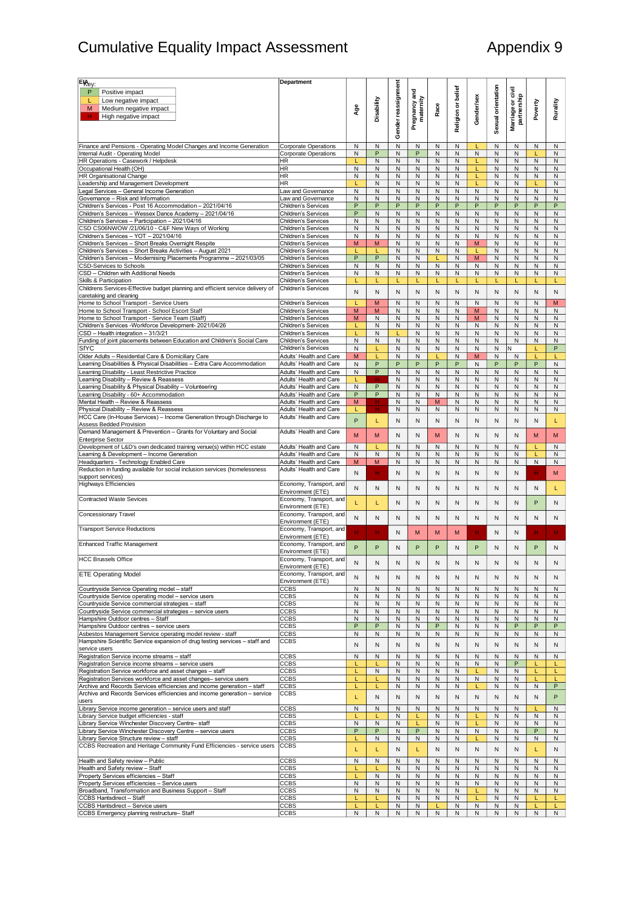# Cumulative Equality Impact Assessment

Appendix 9

EIA Key:

| | |
|---|---|
| P | Positive impact |
| L | Low negative impact |
| M | Medium negative impact |
| H | High negative impact |

| | Department | Age | Disability | Gender reassignment | Pregnancy and maternity | Race | Religion or belief | Gender/sex | Sexual orientation | Marriage or civil partnership | Poverty | Rurality |
|---|---|---|---|---|---|---|---|---|---|---|---|---|
| Finance and Pensions - Operating Model Changes and Income Generation | Corporate Operations | N | N | N | N | N | N | L | N | N | N | N |
| Internal Audit - Operating Model | Corporate Operations | N | P | N | P | N | N | N | N | N | L | N |
| HR Operations - Casework / Helpdesk | HR | L | N | N | N | N | N | L | N | N | N | N |
| Occupational Health (OH) | HR | N | N | N | N | N | N | L | N | N | N | N |
| HR Organisational Change | HR | N | N | N | N | N | N | L | N | N | N | N |
| Leadership and Management Development | HR | L | N | N | N | N | N | L | N | N | L | N |
| Legal Services – General Income Generation | Law and Governance | N | N | N | N | N | N | N | N | N | N | N |
| Governance – Risk and Information | Law and Governance | N | N | N | N | N | N | N | N | N | N | N |
| Children's Services - Post 16 Accommodation – 2021/04/16 | Children's Services | P | P | P | P | P | P | P | P | P | P | P |
| Children's Services – Wessex Dance Academy – 2021/04/16 | Children's Services | P | N | N | N | N | N | N | N | N | N | N |
| Children's Services – Participation – 2021/04/16 | Children's Services | N | N | N | N | N | N | N | N | N | N | N |
| CSD CS06NWOW /21/06/10 - C&F New Ways of Working | Children's Services | N | N | N | N | N | N | N | N | N | N | N |
| Children's Services – YOT – 2021/04/16 | Children's Services | N | N | N | N | N | N | N | N | N | N | N |
| Children's Services – Short Breaks Overnight Respite | Children's Services | M | M | N | N | N | N | M | N | N | N | N |
| Children's Services – Short Breaks Activities – August 2021 | Children's Services | L | L | N | N | N | N | L | N | N | N | N |
| Children's Services – Modernising Placements Programme – 2021/03/05 | Children's Services | P | P | N | N | L | N | M | N | N | N | N |
| CSD-Services to Schools | Children's Services | N | N | N | N | N | N | N | N | N | N | N |
| CSD – Children with Additional Needs | Children's Services | N | N | N | N | N | N | N | N | N | N | N |
| Skills & Participation | Children's Services | L | L | L | L | L | L | L | L | L | L | L |
| Childrens Services-Effective budget planning and efficient service delivery of caretaking and cleaning | Children's Services | N | N | N | N | N | N | N | N | N | N | N |
| Home to School Transport - Service Users | Children's Services | L | M | N | N | N | N | N | N | N | N | M |
| Home to School Transport - School Escort Staff | Children's Services | M | M | N | N | N | N | M | N | N | N | N |
| Home to School Transport - Service Team (Staff) | Children's Services | M | N | N | N | N | N | M | N | N | N | N |
| Children's Services -Workforce Development- 2021/04/26 | Children's Services | L | N | N | N | N | N | N | N | N | N | N |
| CSD – Health integration – 31/3/21 | Children's Services | L | N | L | N | N | N | N | N | N | N | N |
| Funding of joint placements between Education and Children's Social Care | Children's Services | N | N | N | N | N | N | N | N | N | N | N |
| SfYC | Children's Services | N | L | N | N | N | N | N | N | N | L | P |
| Older Adults – Residential Care & Domiciliary Care | Adults' Health and Care | M | L | N | N | L | N | M | N | N | L | L |
| Learning Disabilities & Physical Disabilities – Extra Care Accommodation | Adults' Health and Care | N | P | P | P | P | P | N | P | P | P | N |
| Learning Disability - Least Restrictive Practice | Adults' Health and Care | N | P | N | N | N | N | N | N | N | N | N |
| Learning Disability – Review & Reassess | Adults' Health and Care | L | H | N | N | N | N | N | N | N | N | N |
| Learning Disability & Physical Disability – Volunteering | Adults' Health and Care | N | P | N | N | N | N | N | N | N | N | N |
| Learning Disability - 60+ Accommodation | Adults' Health and Care | P | P | N | N | N | N | N | N | N | N | N |
| Mental Health – Review & Reassess | Adults' Health and Care | M | H | N | N | M | N | N | N | N | N | N |
| Physical Disability – Review & Reassess | Adults' Health and Care | L | H | N | N | N | N | N | N | N | N | N |
| HCC Care (In-House Services) – Income Generation through Discharge to Assess Bedded Provision | Adults' Health and Care | P | L | N | N | N | N | N | N | N | N | L |
| Demand Management & Prevention – Grants for Voluntary and Social Enterprise Sector | Adults' Health and Care | M | M | N | N | M | N | N | N | N | M | M |
| Development of L&D's own dedicated training venue(s) within HCC estate | Adults' Health and Care | N | L | N | N | N | N | N | N | N | L | N |
| Learning & Development – Income Generation | Adults' Health and Care | N | N | N | N | N | N | N | N | N | L | N |
| Headquarters - Technology Enabled Care | Adults' Health and Care | M | M | N | N | N | N | N | N | N | N | N |
| Reduction in funding available for social inclusion services (homelessness support services) | Adults' Health and Care | N | H | N | N | N | N | N | N | N | H | M |
| Highways Efficiencies | Economy, Transport, and Environment (ETE) | N | N | N | N | N | N | N | N | N | N | L |
| Contracted Waste Services | Economy, Transport, and Environment (ETE) | L | L | N | N | N | N | N | N | N | P | N |
| Concessionary Travel | Economy, Transport, and Environment (ETE) | N | N | N | N | N | N | N | N | N | N | N |
| Transport Service Reductions | Economy, Transport, and Environment (ETE) | H | H | N | M | M | M | H | N | N | H | H |
| Enhanced Traffic Management | Economy, Transport, and Environment (ETE) | P | P | N | P | P | N | P | N | N | P | N |
| HCC Brussels Office | Economy, Transport, and Environment (ETE) | N | N | N | N | N | N | N | N | N | N | N |
| ETE Operating Model | Economy, Transport, and Environment (ETE) | N | N | N | N | N | N | N | N | N | N | N |
| Countryside Service Operating model – staff | CCBS | N | N | N | N | N | N | N | N | N | N | N |
| Countryside Service operating model – service users | CCBS | N | N | N | N | N | N | N | N | N | N | N |
| Countryside Service commercial strategies – staff | CCBS | N | N | N | N | N | N | N | N | N | N | N |
| Countryside Service commercial strategies – service users | CCBS | N | N | N | N | N | N | N | N | N | N | N |
| Hampshire Outdoor centres – Staff | CCBS | N | N | N | N | N | N | N | N | N | N | N |
| Hampshire Outdoor centres – service users | CCBS | P | P | N | N | P | N | N | N | P | P | P |
| Asbestos Management Service operating model review - staff | CCBS | N | N | N | N | N | N | N | N | N | N | N |
| Hampshire Scientific Service expansion of drug testing services – staff and service users | CCBS | N | N | N | N | N | N | N | N | N | N | N |
| Registration Service income streams – staff | CCBS | N | N | N | N | N | N | N | N | N | N | N |
| Registration Service income streams – service users | CCBS | L | L | N | N | N | N | N | N | P | L | L |
| Registration Service workforce and asset changes – staff | CCBS | L | N | N | N | N | N | L | N | N | L | L |
| Registration Services workforce and asset changes– service users | CCBS | L | L | N | N | N | N | N | N | N | L | L |
| Archive and Records Services efficiencies and income generation – staff | CCBS | L | L | N | N | N | N | L | N | N | N | P |
| Archive and Records Services efficiencies and income generation - service users | CCBS | L | N | N | N | N | N | N | N | N | N | P |
| Library Service income generation – service users and staff | CCBS | N | N | N | N | N | N | N | N | N | L | N |
| Library Service budget efficiencies - staff | CCBS | L | L | N | L | N | N | L | N | N | N | N |
| Library Service Winchester Discovery Centre– staff | CCBS | N | N | N | L | N | N | L | N | N | N | N |
| Library Service Winchester Discovery Centre – service users | CCBS | P | P | N | P | N | N | N | N | N | P | N |
| Library Service Structure review – staff | CCBS | L | N | N | N | N | N | L | N | N | N | N |
| CCBS Recreation and Heritage Community Fund Efficiencies - service users | CCBS | L | L | N | L | N | N | N | N | N | L | N |
| Health and Safety review – Public | CCBS | N | N | N | N | N | N | N | N | N | N | N |
| Health and Safety review – Staff | CCBS | L | L | N | N | N | N | N | N | N | N | N |
| Property Services efficiencies – Staff | CCBS | L | N | N | N | N | N | N | N | N | N | N |
| Property Services efficiencies – Service users | CCBS | N | N | N | N | N | N | N | N | N | N | N |
| Broadband, Transformation and Business Support – Staff | CCBS | N | N | N | N | N | N | L | N | N | N | N |
| CCBS Hantsdirect – Staff | CCBS | L | L | N | N | N | N | L | N | N | L | L |
| CCBS Hantsdirect – Service users | CCBS | L | L | N | N | L | N | N | N | N | L | L |
| CCBS Emergency planning restructure– Staff | CCBS | N | N | N | N | N | N | N | N | N | N | N |